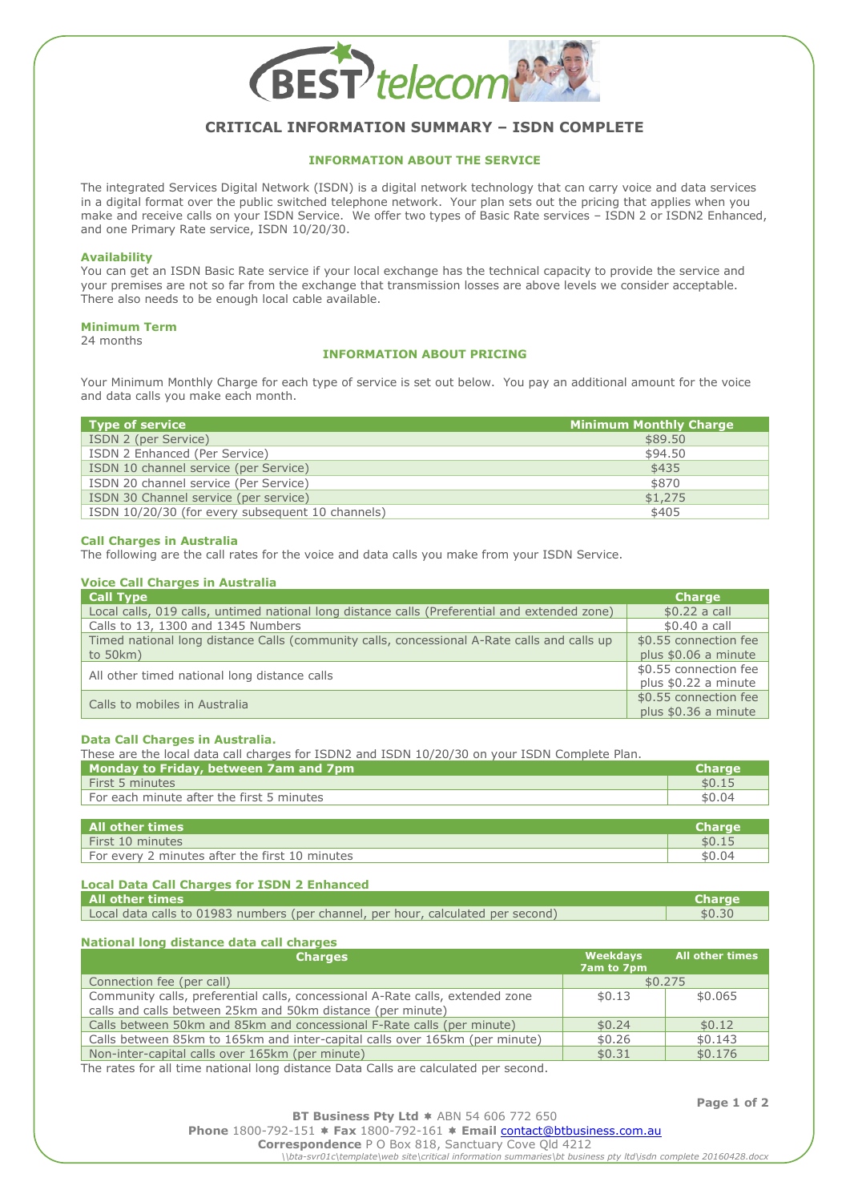# CRITICAL INFORMATION SUMMARY – ISDN COMPLETE

## INFORMATION ABOUT THE SERVICE

The integrated Services Digital Network (ISDN) is a digital network technology that can carry voice and data services in a digital format over the public switched telephone network. Your plan sets out the pricing that applies when you make and receive calls on your ISDN Service. We offer two types of Basic Rate services – ISDN 2 or ISDN2 Enhanced, and one Primary Rate service, ISDN 10/20/30.

### Availability

You can get an ISDN Basic Rate service if your local exchange has the technical capacity to provide the service and your premises are not so far from the exchange that transmission losses are above levels we consider acceptable. There also needs to be enough local cable available.

### Minimum Term

24 months

## INFORMATION ABOUT PRICING

Your Minimum Monthly Charge for each type of service is set out below. You pay an additional amount for the voice and data calls you make each month.

| Type of service | Minimum Monthly Charge |
|---|---|
| ISDN 2 (per Service) | $89.50 |
| ISDN 2 Enhanced (Per Service) | $94.50 |
| ISDN 10 channel service (per Service) | $435 |
| ISDN 20 channel service (Per Service) | $870 |
| ISDN 30 Channel service (per service) | $1,275 |
| ISDN 10/20/30 (for every subsequent 10 channels) | $405 |

### Call Charges in Australia

The following are the call rates for the voice and data calls you make from your ISDN Service.

### Voice Call Charges in Australia

| Call Type | Charge |
|---|---|
| Local calls, 019 calls, untimed national long distance calls (Preferential and extended zone) | $0.22 a call |
| Calls to 13, 1300 and 1345 Numbers | $0.40 a call |
| Timed national long distance Calls (community calls, concessional A-Rate calls and calls up to 50km) | $0.55 connection fee plus $0.06 a minute |
| All other timed national long distance calls | $0.55 connection fee plus $0.22 a minute |
| Calls to mobiles in Australia | $0.55 connection fee plus $0.36 a minute |

### Data Call Charges in Australia.

These are the local data call charges for ISDN2 and ISDN 10/20/30 on your ISDN Complete Plan.

| Monday to Friday, between 7am and 7pm | Charge |
|---|---|
| First 5 minutes | $0.15 |
| For each minute after the first 5 minutes | $0.04 |

| All other times | Charge |
|---|---|
| First 10 minutes | $0.15 |
| For every 2 minutes after the first 10 minutes | $0.04 |

### Local Data Call Charges for ISDN 2 Enhanced

| All other times | Charge |
|---|---|
| Local data calls to 01983 numbers (per channel, per hour, calculated per second) | $0.30 |

### National long distance data call charges

| Charges | Weekdays 7am to 7pm | All other times |
|---|---|---|
| Connection fee (per call) | $0.275 | |
| Community calls, preferential calls, concessional A-Rate calls, extended zone calls and calls between 25km and 50km distance (per minute) | $0.13 | $0.065 |
| Calls between 50km and 85km and concessional F-Rate calls (per minute) | $0.24 | $0.12 |
| Calls between 85km to 165km and inter-capital calls over 165km (per minute) | $0.26 | $0.143 |
| Non-inter-capital calls over 165km (per minute) | $0.31 | $0.176 |

The rates for all time national long distance Data Calls are calculated per second.

**BT Business Pty Ltd** ✱ ABN 54 606 772 650
**Phone** 1800-792-151 ✱ **Fax** 1800-792-161 ✱ **Email** contact@btbusiness.com.au
**Correspondence** P O Box 818, Sanctuary Cove Qld 4212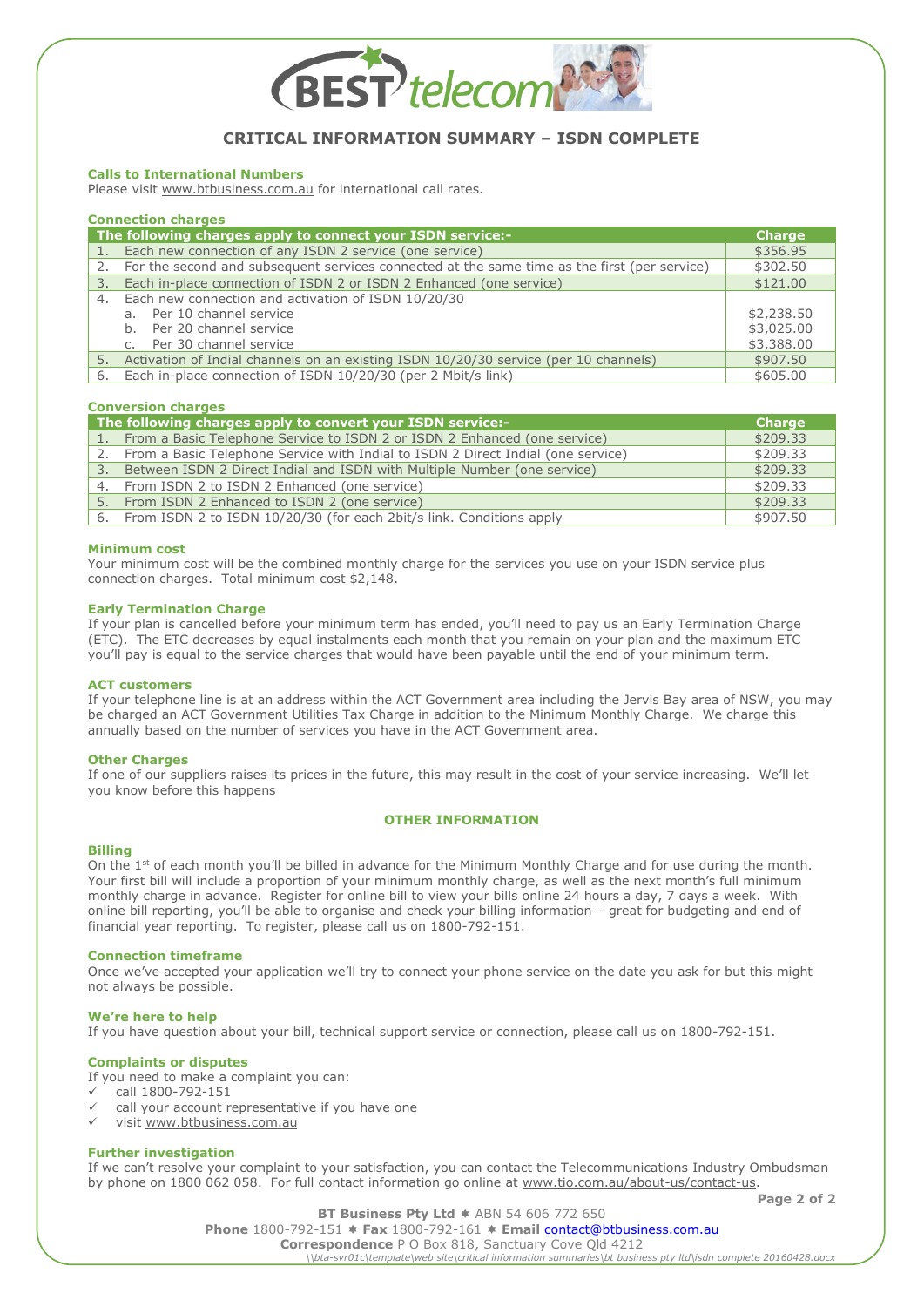# CRITICAL INFORMATION SUMMARY – ISDN COMPLETE

### Calls to International Numbers

Please visit www.btbusiness.com.au for international call rates.

### Connection charges

| | The following charges apply to connect your ISDN service:- | Charge |
|---|---|---|
| 1. | Each new connection of any ISDN 2 service (one service) | $356.95 |
| 2. | For the second and subsequent services connected at the same time as the first (per service) | $302.50 |
| 3. | Each in-place connection of ISDN 2 or ISDN 2 Enhanced (one service) | $121.00 |
| 4. | Each new connection and activation of ISDN 10/20/30 | |
| | a. Per 10 channel service | $2,238.50 |
| | b. Per 20 channel service | $3,025.00 |
| | c. Per 30 channel service | $3,388.00 |
| 5. | Activation of Indial channels on an existing ISDN 10/20/30 service (per 10 channels) | $907.50 |
| 6. | Each in-place connection of ISDN 10/20/30 (per 2 Mbit/s link) | $605.00 |

### Conversion charges

| | The following charges apply to convert your ISDN service:- | Charge |
|---|---|---|
| 1. | From a Basic Telephone Service to ISDN 2 or ISDN 2 Enhanced (one service) | $209.33 |
| 2. | From a Basic Telephone Service with Indial to ISDN 2 Direct Indial (one service) | $209.33 |
| 3. | Between ISDN 2 Direct Indial and ISDN with Multiple Number (one service) | $209.33 |
| 4. | From ISDN 2 to ISDN 2 Enhanced (one service) | $209.33 |
| 5. | From ISDN 2 Enhanced to ISDN 2 (one service) | $209.33 |
| 6. | From ISDN 2 to ISDN 10/20/30 (for each 2bit/s link. Conditions apply | $907.50 |

### Minimum cost

Your minimum cost will be the combined monthly charge for the services you use on your ISDN service plus connection charges. Total minimum cost $2,148.

### Early Termination Charge

If your plan is cancelled before your minimum term has ended, you'll need to pay us an Early Termination Charge (ETC). The ETC decreases by equal instalments each month that you remain on your plan and the maximum ETC you'll pay is equal to the service charges that would have been payable until the end of your minimum term.

### ACT customers

If your telephone line is at an address within the ACT Government area including the Jervis Bay area of NSW, you may be charged an ACT Government Utilities Tax Charge in addition to the Minimum Monthly Charge. We charge this annually based on the number of services you have in the ACT Government area.

### Other Charges

If one of our suppliers raises its prices in the future, this may result in the cost of your service increasing. We'll let you know before this happens

## OTHER INFORMATION

### Billing

On the 1st of each month you'll be billed in advance for the Minimum Monthly Charge and for use during the month. Your first bill will include a proportion of your minimum monthly charge, as well as the next month's full minimum monthly charge in advance. Register for online bill to view your bills online 24 hours a day, 7 days a week. With online bill reporting, you'll be able to organise and check your billing information – great for budgeting and end of financial year reporting. To register, please call us on 1800-792-151.

### Connection timeframe

Once we've accepted your application we'll try to connect your phone service on the date you ask for but this might not always be possible.

### We're here to help

If you have question about your bill, technical support service or connection, please call us on 1800-792-151.

### Complaints or disputes

If you need to make a complaint you can:

- ✓ call 1800-792-151
- ✓ call your account representative if you have one
- ✓ visit www.btbusiness.com.au

### Further investigation

If we can't resolve your complaint to your satisfaction, you can contact the Telecommunications Industry Ombudsman by phone on 1800 062 058. For full contact information go online at www.tio.com.au/about-us/contact-us.

**BT Business Pty Ltd** ✱ ABN 54 606 772 650
**Phone** 1800-792-151 ✱ **Fax** 1800-792-161 ✱ **Email** contact@btbusiness.com.au
**Correspondence** P O Box 818, Sanctuary Cove Qld 4212
*\\bta-svr01c\template\web site\critical information summaries\bt business pty ltd\isdn complete 20160428.docx*